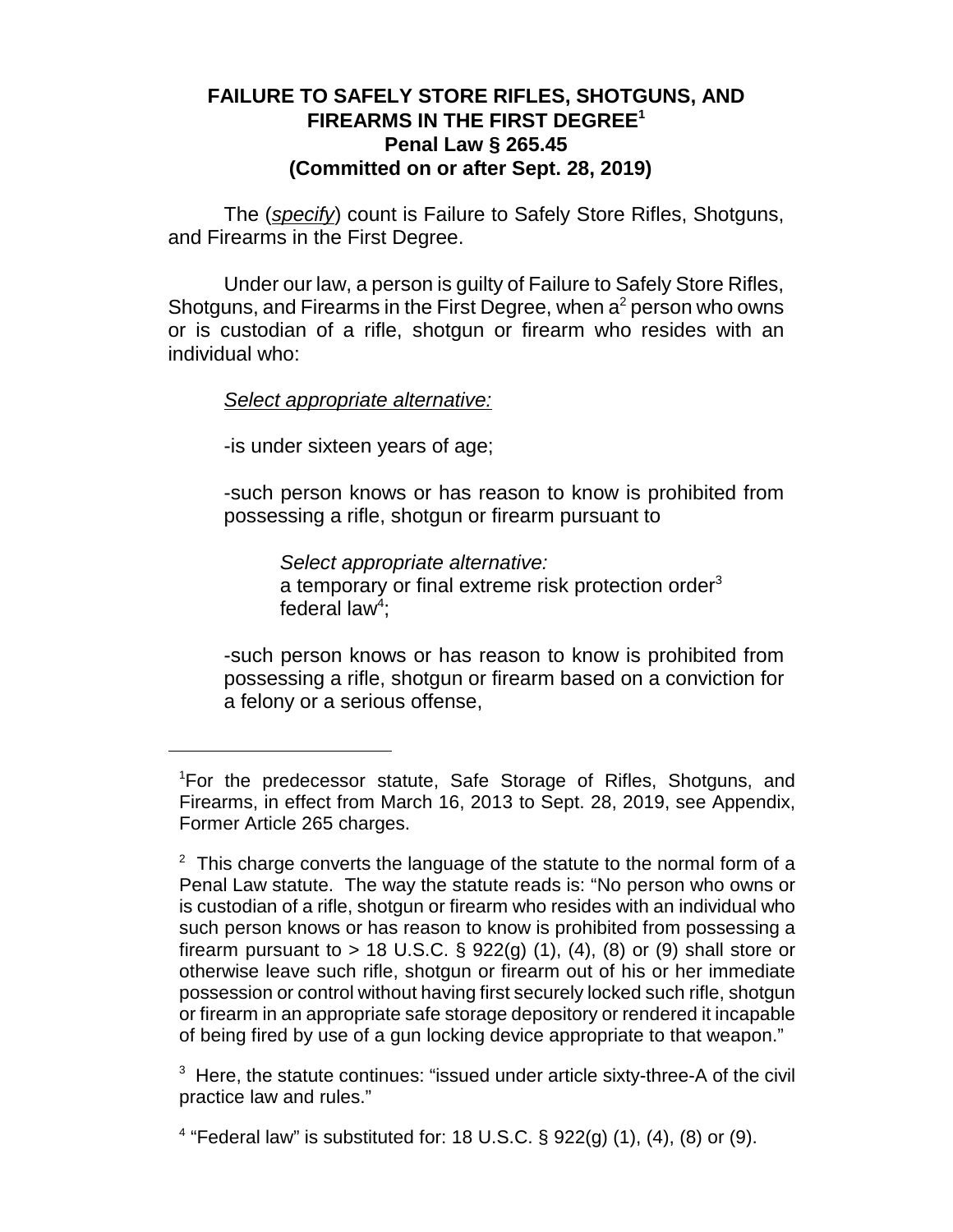**FAILURE TO SAFELY STORE RIFLES, SHOTGUNS, AND FIREARMS IN THE FIRST DEGREE[1]**
**Penal Law § 265.45**
**(Committed on or after Sept. 28, 2019)**

The (*specify*) count is Failure to Safely Store Rifles, Shotguns, and Firearms in the First Degree.

Under our law, a person is guilty of Failure to Safely Store Rifles, Shotguns, and Firearms in the First Degree, when a[2] person who owns or is custodian of a rifle, shotgun or firearm who resides with an individual who:

*Select appropriate alternative:*

-is under sixteen years of age;

-such person knows or has reason to know is prohibited from possessing a rifle, shotgun or firearm pursuant to

> *Select appropriate alternative:*
> a temporary or final extreme risk protection order[3]
> federal law[4];

-such person knows or has reason to know is prohibited from possessing a rifle, shotgun or firearm based on a conviction for a felony or a serious offense,

---

[1]For the predecessor statute, Safe Storage of Rifles, Shotguns, and Firearms, in effect from March 16, 2013 to Sept. 28, 2019, see Appendix, Former Article 265 charges.

[2] This charge converts the language of the statute to the normal form of a Penal Law statute. The way the statute reads is: "No person who owns or is custodian of a rifle, shotgun or firearm who resides with an individual who such person knows or has reason to know is prohibited from possessing a firearm pursuant to > 18 U.S.C. § 922(g) (1), (4), (8) or (9) shall store or otherwise leave such rifle, shotgun or firearm out of his or her immediate possession or control without having first securely locked such rifle, shotgun or firearm in an appropriate safe storage depository or rendered it incapable of being fired by use of a gun locking device appropriate to that weapon."

[3] Here, the statute continues: "issued under article sixty-three-A of the civil practice law and rules."

[4] "Federal law" is substituted for: 18 U.S.C. § 922(g) (1), (4), (8) or (9).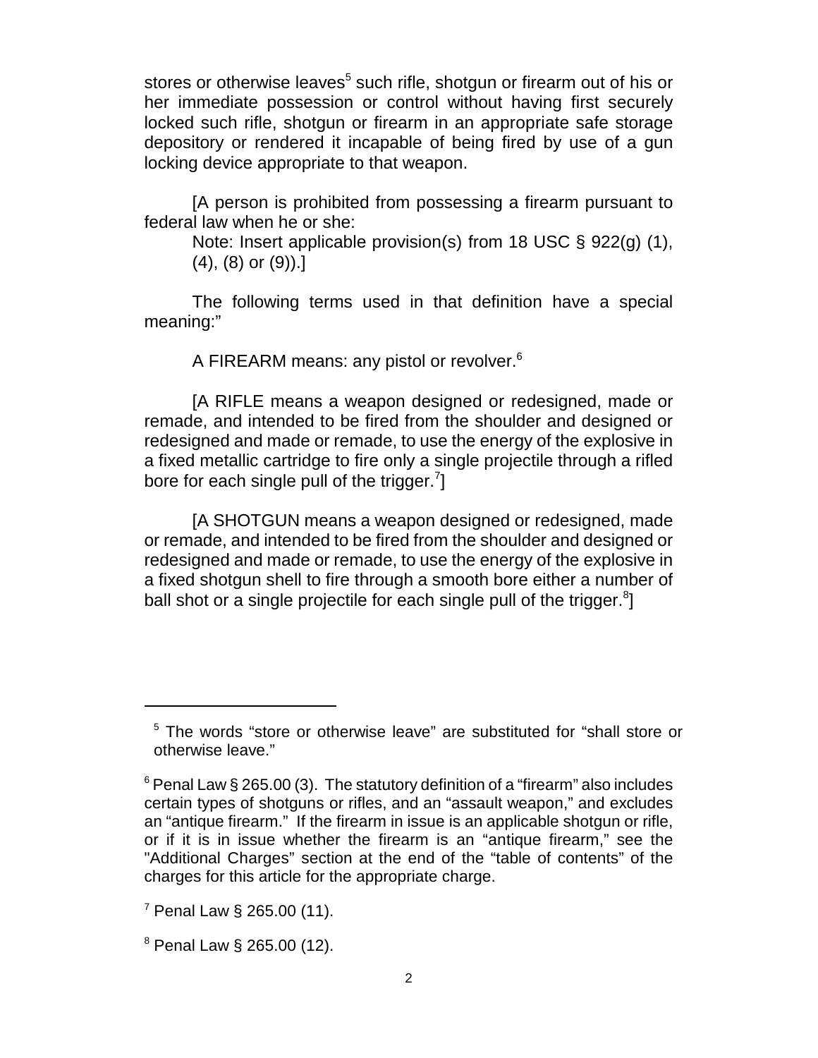stores or otherwise leaves[5] such rifle, shotgun or firearm out of his or her immediate possession or control without having first securely locked such rifle, shotgun or firearm in an appropriate safe storage depository or rendered it incapable of being fired by use of a gun locking device appropriate to that weapon.

[A person is prohibited from possessing a firearm pursuant to federal law when he or she:

Note: Insert applicable provision(s) from 18 USC § 922(g) (1), (4), (8) or (9)).]

The following terms used in that definition have a special meaning:"

A FIREARM means: any pistol or revolver.[6]

[A RIFLE means a weapon designed or redesigned, made or remade, and intended to be fired from the shoulder and designed or redesigned and made or remade, to use the energy of the explosive in a fixed metallic cartridge to fire only a single projectile through a rifled bore for each single pull of the trigger.[7]]

[A SHOTGUN means a weapon designed or redesigned, made or remade, and intended to be fired from the shoulder and designed or redesigned and made or remade, to use the energy of the explosive in a fixed shotgun shell to fire through a smooth bore either a number of ball shot or a single projectile for each single pull of the trigger.[8]]

---

[5] The words "store or otherwise leave" are substituted for "shall store or otherwise leave."

[6] Penal Law § 265.00 (3). The statutory definition of a "firearm" also includes certain types of shotguns or rifles, and an "assault weapon," and excludes an "antique firearm." If the firearm in issue is an applicable shotgun or rifle, or if it is in issue whether the firearm is an "antique firearm," see the "Additional Charges" section at the end of the "table of contents" of the charges for this article for the appropriate charge.

[7] Penal Law § 265.00 (11).

[8] Penal Law § 265.00 (12).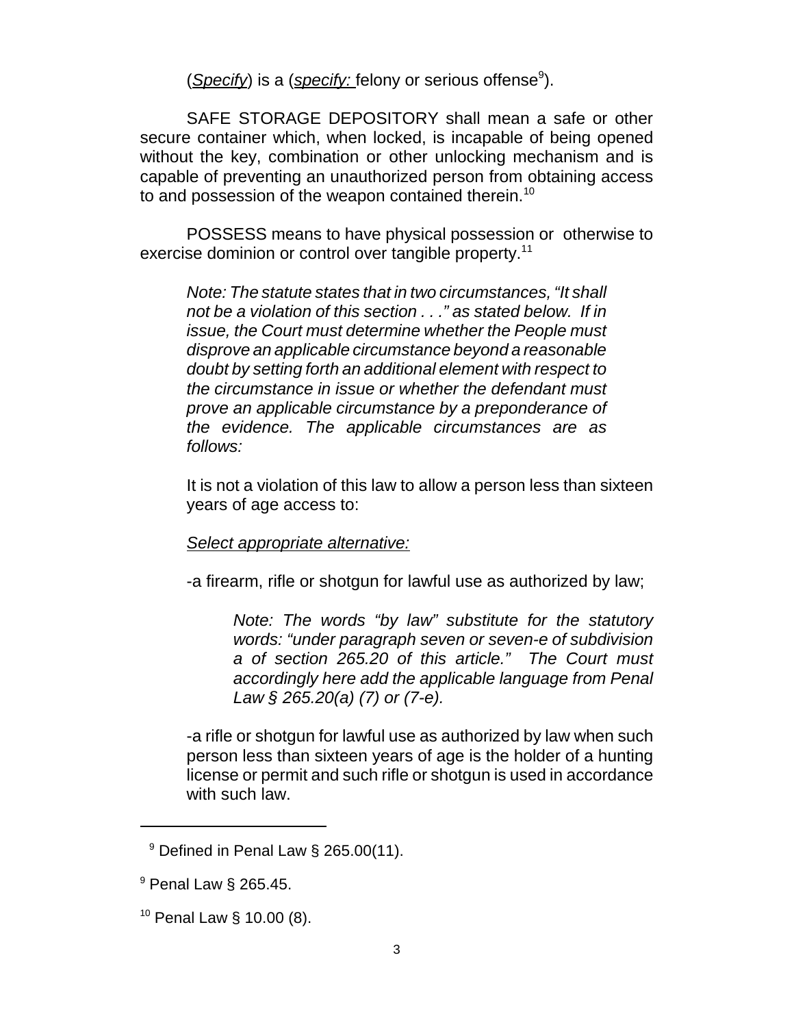(*Specify*) is a (*specify:* felony or serious offense[9]).

SAFE STORAGE DEPOSITORY shall mean a safe or other secure container which, when locked, is incapable of being opened without the key, combination or other unlocking mechanism and is capable of preventing an unauthorized person from obtaining access to and possession of the weapon contained therein.[10]

POSSESS means to have physical possession or otherwise to exercise dominion or control over tangible property.[11]

> *Note: The statute states that in two circumstances, "It shall not be a violation of this section . . ." as stated below. If in issue, the Court must determine whether the People must disprove an applicable circumstance beyond a reasonable doubt by setting forth an additional element with respect to the circumstance in issue or whether the defendant must prove an applicable circumstance by a preponderance of the evidence. The applicable circumstances are as follows:*
>
> It is not a violation of this law to allow a person less than sixteen years of age access to:
>
> *Select appropriate alternative:*
>
> -a firearm, rifle or shotgun for lawful use as authorized by law;
>
> > *Note: The words "by law" substitute for the statutory words: "under paragraph seven or seven-e of subdivision a of section 265.20 of this article." The Court must accordingly here add the applicable language from Penal Law § 265.20(a) (7) or (7-e).*
>
> -a rifle or shotgun for lawful use as authorized by law when such person less than sixteen years of age is the holder of a hunting license or permit and such rifle or shotgun is used in accordance with such law.

---

[9] Defined in Penal Law § 265.00(11).

[9] Penal Law § 265.45.

[10] Penal Law § 10.00 (8).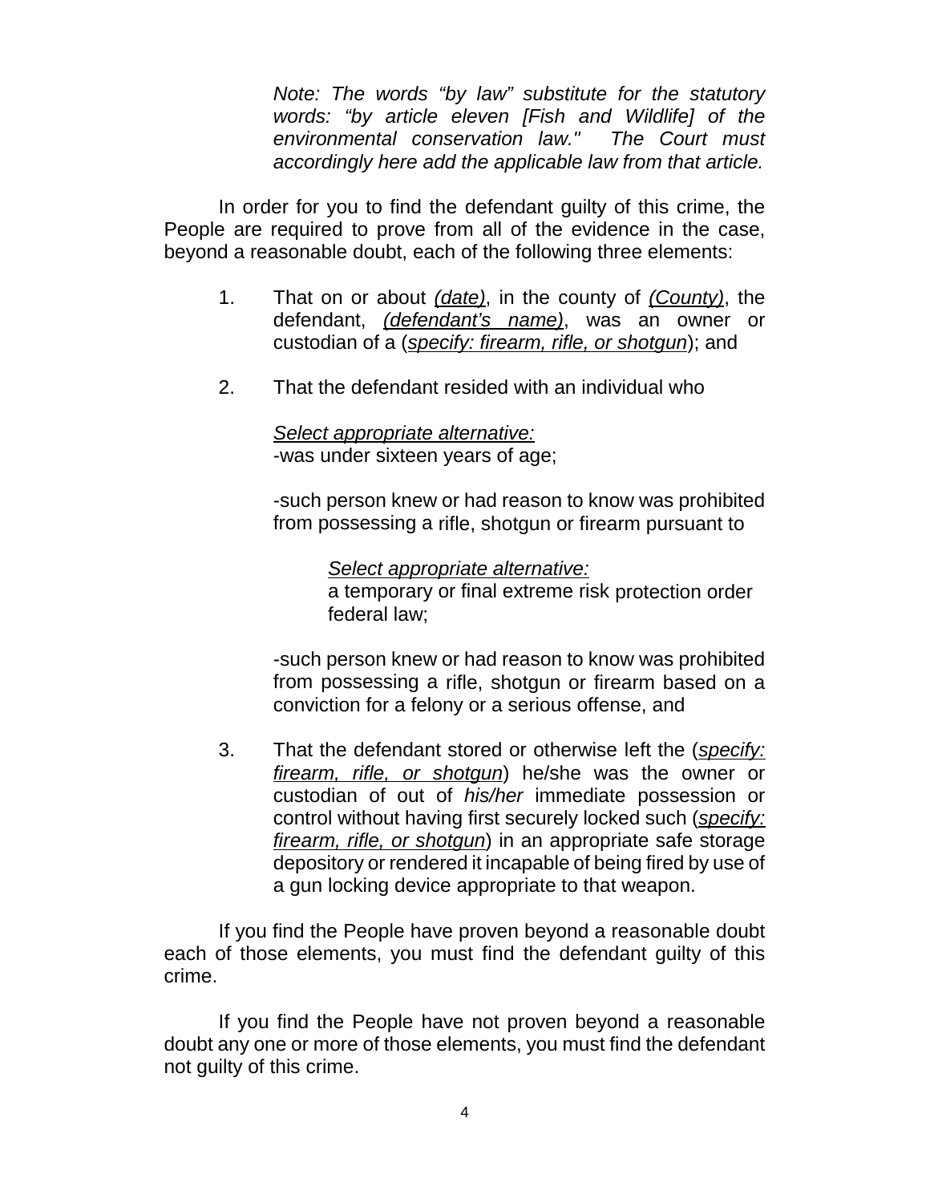*Note: The words "by law" substitute for the statutory words: "by article eleven [Fish and Wildlife] of the environmental conservation law." The Court must accordingly here add the applicable law from that article.*

In order for you to find the defendant guilty of this crime, the People are required to prove from all of the evidence in the case, beyond a reasonable doubt, each of the following three elements:

1. That on or about *(date)*, in the county of *(County)*, the defendant, *(defendant's name)*, was an owner or custodian of a (*specify: firearm, rifle, or shotgun*); and

2. That the defendant resided with an individual who

   *Select appropriate alternative:*
   -was under sixteen years of age;

   -such person knew or had reason to know was prohibited from possessing a rifle, shotgun or firearm pursuant to

      *Select appropriate alternative:*
      a temporary or final extreme risk protection order
      federal law;

   -such person knew or had reason to know was prohibited from possessing a rifle, shotgun or firearm based on a conviction for a felony or a serious offense, and

3. That the defendant stored or otherwise left the (*specify: firearm, rifle, or shotgun*) he/she was the owner or custodian of out of *his/her* immediate possession or control without having first securely locked such (*specify: firearm, rifle, or shotgun*) in an appropriate safe storage depository or rendered it incapable of being fired by use of a gun locking device appropriate to that weapon.

If you find the People have proven beyond a reasonable doubt each of those elements, you must find the defendant guilty of this crime.

If you find the People have not proven beyond a reasonable doubt any one or more of those elements, you must find the defendant not guilty of this crime.